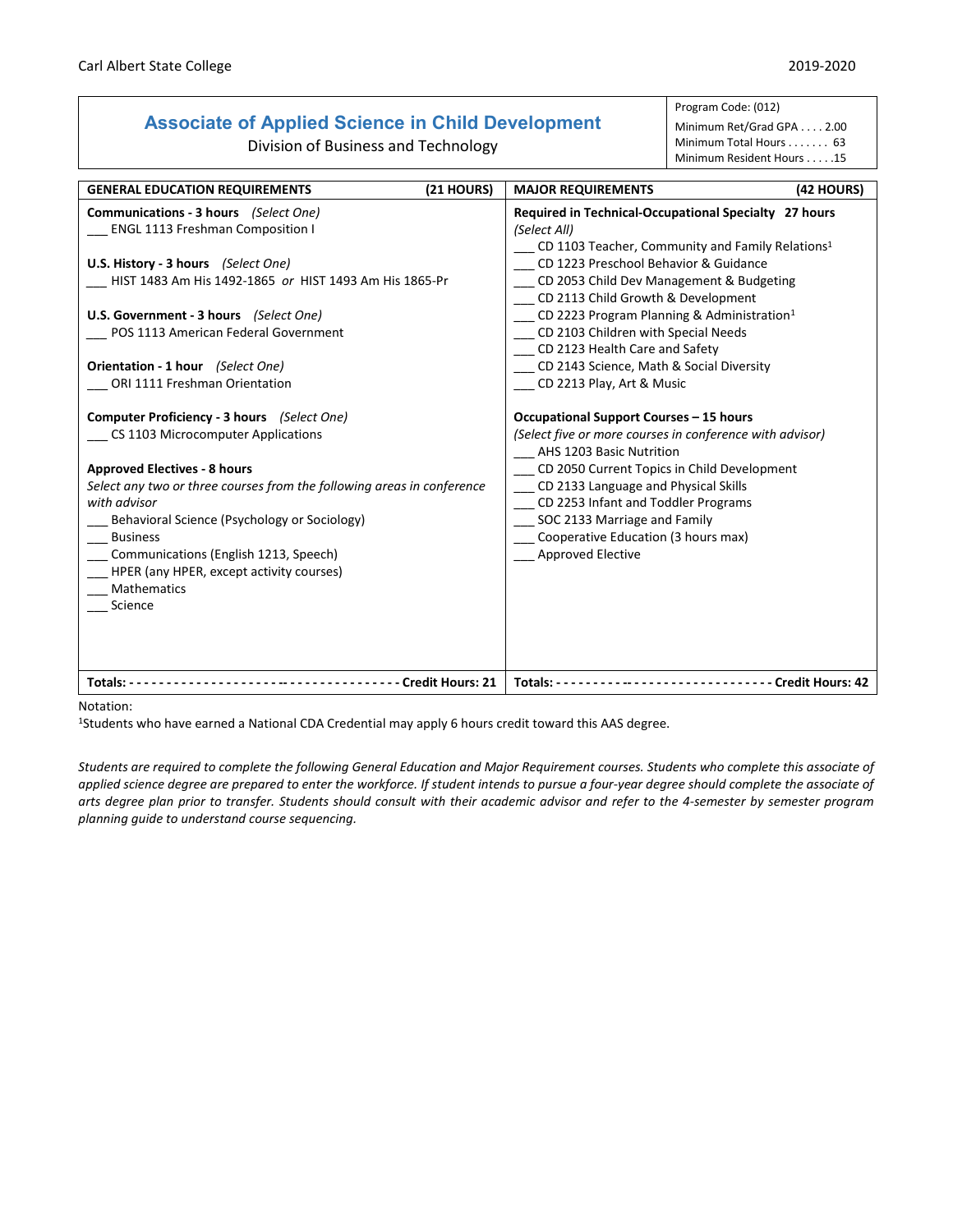Carl Albert State College 2019-2020

# Associate of Applied Science in Child Development

Division of Business and Technology

Program Code: (012)
Minimum Ret/Grad GPA . . . . 2.00
Minimum Total Hours . . . . . . . 63
Minimum Resident Hours . . . . .15

## GENERAL EDUCATION REQUIREMENTS (21 HOURS)

**Communications - 3 hours** *(Select One)*
___ ENGL 1113 Freshman Composition I

**U.S. History - 3 hours** *(Select One)*
___ HIST 1483 Am His 1492-1865 *or* HIST 1493 Am His 1865-Pr

**U.S. Government - 3 hours** *(Select One)*
___ POS 1113 American Federal Government

**Orientation - 1 hour** *(Select One)*
___ ORI 1111 Freshman Orientation

**Computer Proficiency - 3 hours** *(Select One)*
___ CS 1103 Microcomputer Applications

**Approved Electives - 8 hours**
*Select any two or three courses from the following areas in conference with advisor*
___ Behavioral Science (Psychology or Sociology)
___ Business
___ Communications (English 1213, Speech)
___ HPER (any HPER, except activity courses)
___ Mathematics
___ Science

**Totals: ---------------------------------------- Credit Hours: 21**

## MAJOR REQUIREMENTS (42 HOURS)

**Required in Technical-Occupational Specialty 27 hours**
*(Select All)*
___ CD 1103 Teacher, Community and Family Relations[1]
___ CD 1223 Preschool Behavior & Guidance
___ CD 2053 Child Dev Management & Budgeting
___ CD 2113 Child Growth & Development
___ CD 2223 Program Planning & Administration[1]
___ CD 2103 Children with Special Needs
___ CD 2123 Health Care and Safety
___ CD 2143 Science, Math & Social Diversity
___ CD 2213 Play, Art & Music

**Occupational Support Courses – 15 hours**
*(Select five or more courses in conference with advisor)*
___ AHS 1203 Basic Nutrition
___ CD 2050 Current Topics in Child Development
___ CD 2133 Language and Physical Skills
___ CD 2253 Infant and Toddler Programs
___ SOC 2133 Marriage and Family
___ Cooperative Education (3 hours max)
___ Approved Elective

**Totals: ------------------------------ Credit Hours: 42**

Notation:
[1]Students who have earned a National CDA Credential may apply 6 hours credit toward this AAS degree.

*Students are required to complete the following General Education and Major Requirement courses. Students who complete this associate of applied science degree are prepared to enter the workforce. If student intends to pursue a four-year degree should complete the associate of arts degree plan prior to transfer. Students should consult with their academic advisor and refer to the 4-semester by semester program planning guide to understand course sequencing.*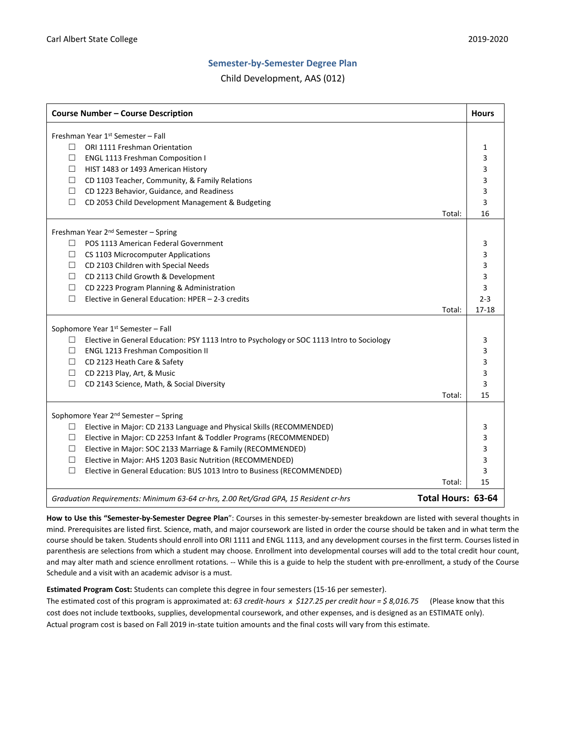Carl Albert State College 2019-2020

## Semester-by-Semester Degree Plan

Child Development, AAS (012)

| Course Number – Course Description | Hours |
|---|---|
| **Freshman Year 1st Semester – Fall** | |
| ☐ ORI 1111 Freshman Orientation | 1 |
| ☐ ENGL 1113 Freshman Composition I | 3 |
| ☐ HIST 1483 or 1493 American History | 3 |
| ☐ CD 1103 Teacher, Community, & Family Relations | 3 |
| ☐ CD 1223 Behavior, Guidance, and Readiness | 3 |
| ☐ CD 2053 Child Development Management & Budgeting | 3 |
| Total: | 16 |
| **Freshman Year 2nd Semester – Spring** | |
| ☐ POS 1113 American Federal Government | 3 |
| ☐ CS 1103 Microcomputer Applications | 3 |
| ☐ CD 2103 Children with Special Needs | 3 |
| ☐ CD 2113 Child Growth & Development | 3 |
| ☐ CD 2223 Program Planning & Administration | 3 |
| ☐ Elective in General Education: HPER – 2-3 credits | 2-3 |
| Total: | 17-18 |
| **Sophomore Year 1st Semester – Fall** | |
| ☐ Elective in General Education: PSY 1113 Intro to Psychology or SOC 1113 Intro to Sociology | 3 |
| ☐ ENGL 1213 Freshman Composition II | 3 |
| ☐ CD 2123 Heath Care & Safety | 3 |
| ☐ CD 2213 Play, Art, & Music | 3 |
| ☐ CD 2143 Science, Math, & Social Diversity | 3 |
| Total: | 15 |
| **Sophomore Year 2nd Semester – Spring** | |
| ☐ Elective in Major: CD 2133 Language and Physical Skills (RECOMMENDED) | 3 |
| ☐ Elective in Major: CD 2253 Infant & Toddler Programs (RECOMMENDED) | 3 |
| ☐ Elective in Major: SOC 2133 Marriage & Family (RECOMMENDED) | 3 |
| ☐ Elective in Major: AHS 1203 Basic Nutrition (RECOMMENDED) | 3 |
| ☐ Elective in General Education: BUS 1013 Intro to Business (RECOMMENDED) | 3 |
| Total: | 15 |
| *Graduation Requirements: Minimum 63-64 cr-hrs, 2.00 Ret/Grad GPA, 15 Resident cr-hrs* | **Total Hours: 63-64** |

**How to Use this "Semester-by-Semester Degree Plan"**: Courses in this semester-by-semester breakdown are listed with several thoughts in mind. Prerequisites are listed first. Science, math, and major coursework are listed in order the course should be taken and in what term the course should be taken. Students should enroll into ORI 1111 and ENGL 1113, and any development courses in the first term. Courses listed in parenthesis are selections from which a student may choose. Enrollment into developmental courses will add to the total credit hour count, and may alter math and science enrollment rotations. -- While this is a guide to help the student with pre-enrollment, a study of the Course Schedule and a visit with an academic advisor is a must.

**Estimated Program Cost:** Students can complete this degree in four semesters (15-16 per semester).
The estimated cost of this program is approximated at: *63 credit-hours x $127.25 per credit hour = $ 8,016.75* (Please know that this cost does not include textbooks, supplies, developmental coursework, and other expenses, and is designed as an ESTIMATE only).
Actual program cost is based on Fall 2019 in-state tuition amounts and the final costs will vary from this estimate.